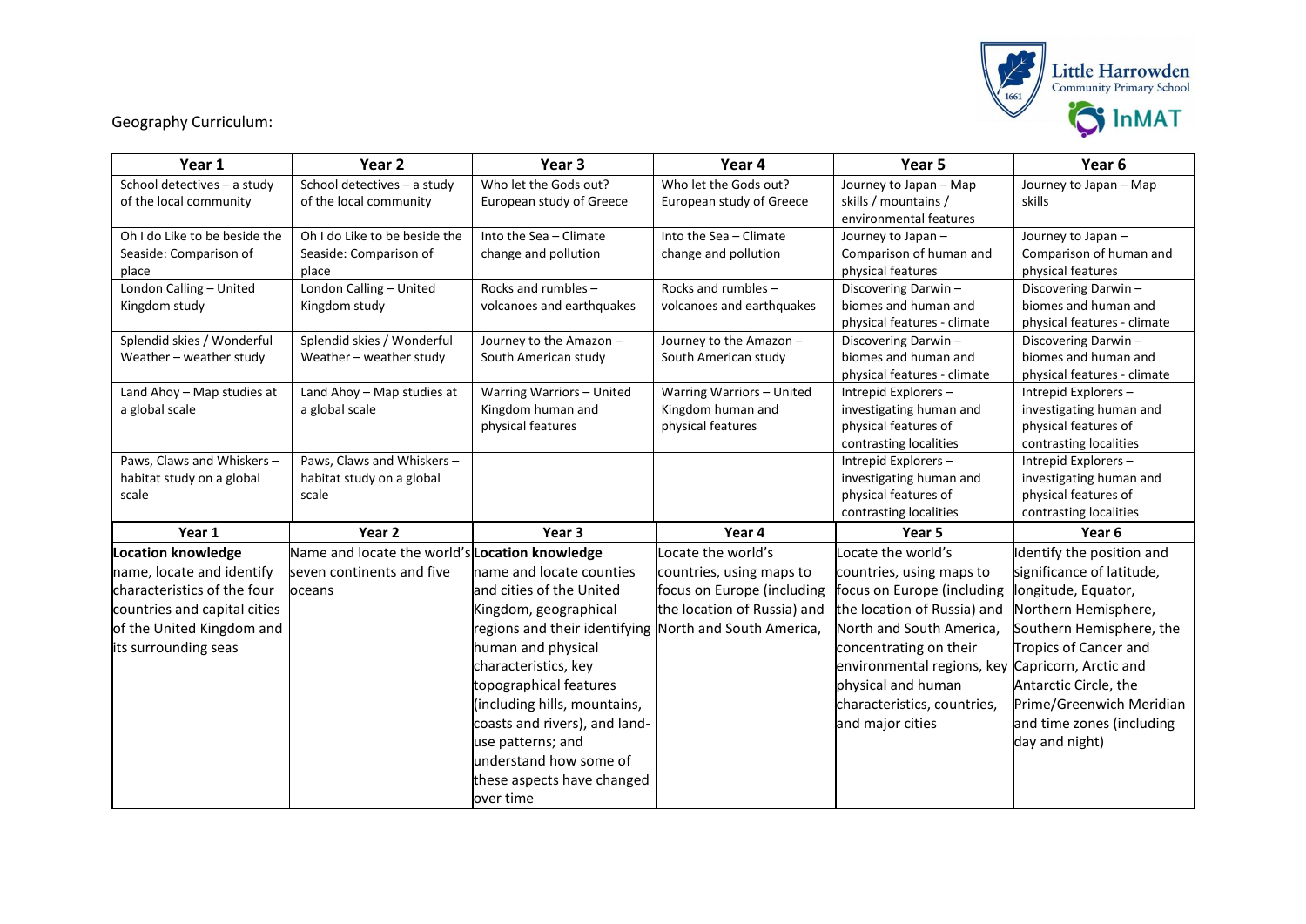Geography Curriculum:

| Year 1 | Year 2 | Year 3 | Year 4 | Year 5 | Year 6 |
| --- | --- | --- | --- | --- | --- |
| School detectives – a study of the local community | School detectives – a study of the local community | Who let the Gods out? European study of Greece | Who let the Gods out? European study of Greece | Journey to Japan – Map skills / mountains / environmental features | Journey to Japan – Map skills |
| Oh I do Like to be beside the Seaside: Comparison of place | Oh I do Like to be beside the Seaside: Comparison of place | Into the Sea – Climate change and pollution | Into the Sea – Climate change and pollution | Journey to Japan – Comparison of human and physical features | Journey to Japan – Comparison of human and physical features |
| London Calling – United Kingdom study | London Calling – United Kingdom study | Rocks and rumbles – volcanoes and earthquakes | Rocks and rumbles – volcanoes and earthquakes | Discovering Darwin – biomes and human and physical features - climate | Discovering Darwin – biomes and human and physical features - climate |
| Splendid skies / Wonderful Weather – weather study | Splendid skies / Wonderful Weather – weather study | Journey to the Amazon – South American study | Journey to the Amazon – South American study | Discovering Darwin – biomes and human and physical features - climate | Discovering Darwin – biomes and human and physical features - climate |
| Land Ahoy – Map studies at a global scale | Land Ahoy – Map studies at a global scale | Warring Warriors – United Kingdom human and physical features | Warring Warriors – United Kingdom human and physical features | Intrepid Explorers – investigating human and physical features of contrasting localities | Intrepid Explorers – investigating human and physical features of contrasting localities |
| Paws, Claws and Whiskers – habitat study on a global scale | Paws, Claws and Whiskers – habitat study on a global scale | | | Intrepid Explorers – investigating human and physical features of contrasting localities | Intrepid Explorers – investigating human and physical features of contrasting localities |

| Year 1 | Year 2 | Year 3 | Year 4 | Year 5 | Year 6 |
| --- | --- | --- | --- | --- | --- |
| **Location knowledge** name, locate and identify characteristics of the four countries and capital cities of the United Kingdom and its surrounding seas | Name and locate the world's seven continents and five oceans | **Location knowledge** name and locate counties and cities of the United Kingdom, geographical regions and their identifying human and physical characteristics, key topographical features (including hills, mountains, coasts and rivers), and land-use patterns; and understand how some of these aspects have changed over time | Locate the world's countries, using maps to focus on Europe (including the location of Russia) and North and South America, | Locate the world's countries, using maps to focus on Europe (including the location of Russia) and North and South America, concentrating on their environmental regions, key physical and human characteristics, countries, and major cities | Identify the position and significance of latitude, longitude, Equator, Northern Hemisphere, Southern Hemisphere, the Tropics of Cancer and Capricorn, Arctic and Antarctic Circle, the Prime/Greenwich Meridian and time zones (including day and night) |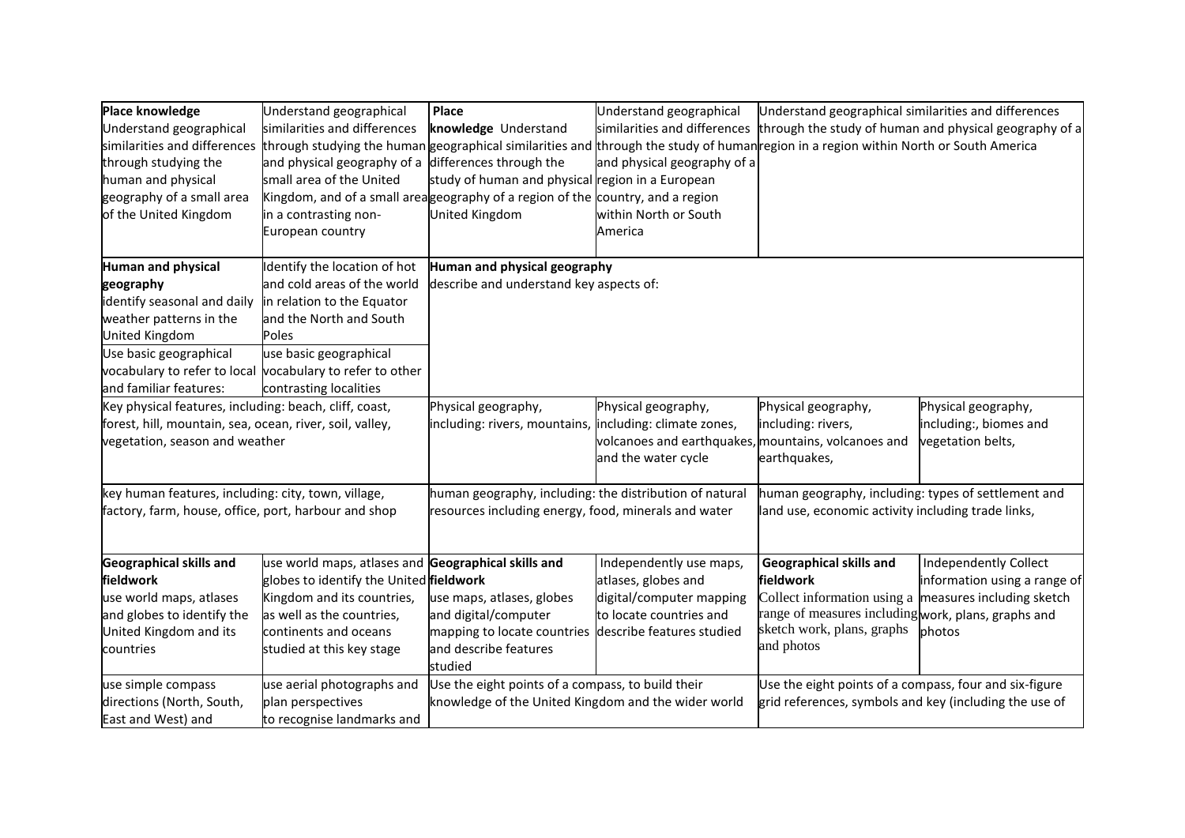| **Place knowledge** Understand geographical similarities and differences through studying the human and physical geography of a small area of the United Kingdom | Understand geographical similarities and differences through studying the human and physical geography of a small area of the United Kingdom, and of a small area in a contrasting non-European country | **Place knowledge** Understand geographical similarities and differences through the study of human and physical geography of a region of the United Kingdom | Understand geographical similarities and differences through the study of human and physical geography of a region in a European country, and a region within North or South America | Understand geographical similarities and differences through the study of human and physical geography of a region in a region within North or South America | |
|---|---|---|---|---|---|
| **Human and physical geography** identify seasonal and daily weather patterns in the United Kingdom<br>Use basic geographical vocabulary to refer to local and familiar features: | Identify the location of hot and cold areas of the world in relation to the Equator and the North and South Poles<br>use basic geographical vocabulary to refer to other contrasting localities | **Human and physical geography** describe and understand key aspects of: | | | |
| Key physical features, including: beach, cliff, coast, forest, hill, mountain, sea, ocean, river, soil, valley, vegetation, season and weather | | Physical geography, including: rivers, mountains, | Physical geography, including: climate zones, volcanoes and earthquakes, and the water cycle | Physical geography, including: rivers, mountains, volcanoes and earthquakes, | Physical geography, including:, biomes and vegetation belts, |
| key human features, including: city, town, village, factory, farm, house, office, port, harbour and shop | | human geography, including: the distribution of natural resources including energy, food, minerals and water | | human geography, including: types of settlement and land use, economic activity including trade links, | |
| **Geographical skills and fieldwork** use world maps, atlases and globes to identify the United Kingdom and its countries | use world maps, atlases and globes to identify the United Kingdom and its countries, as well as the countries, continents and oceans studied at this key stage | **Geographical skills and fieldwork** use maps, atlases, globes and digital/computer mapping to locate countries and describe features studied | Independently use maps, atlases, globes and digital/computer mapping to locate countries and describe features studied | **Geographical skills and fieldwork** Collect information using a range of measures including sketch work, plans, graphs and photos | Independently Collect information using a range of measures including sketch work, plans, graphs and photos |
| use simple compass directions (North, South, East and West) and | use aerial photographs and plan perspectives to recognise landmarks and | Use the eight points of a compass, to build their knowledge of the United Kingdom and the wider world | | Use the eight points of a compass, four and six-figure grid references, symbols and key (including the use of | |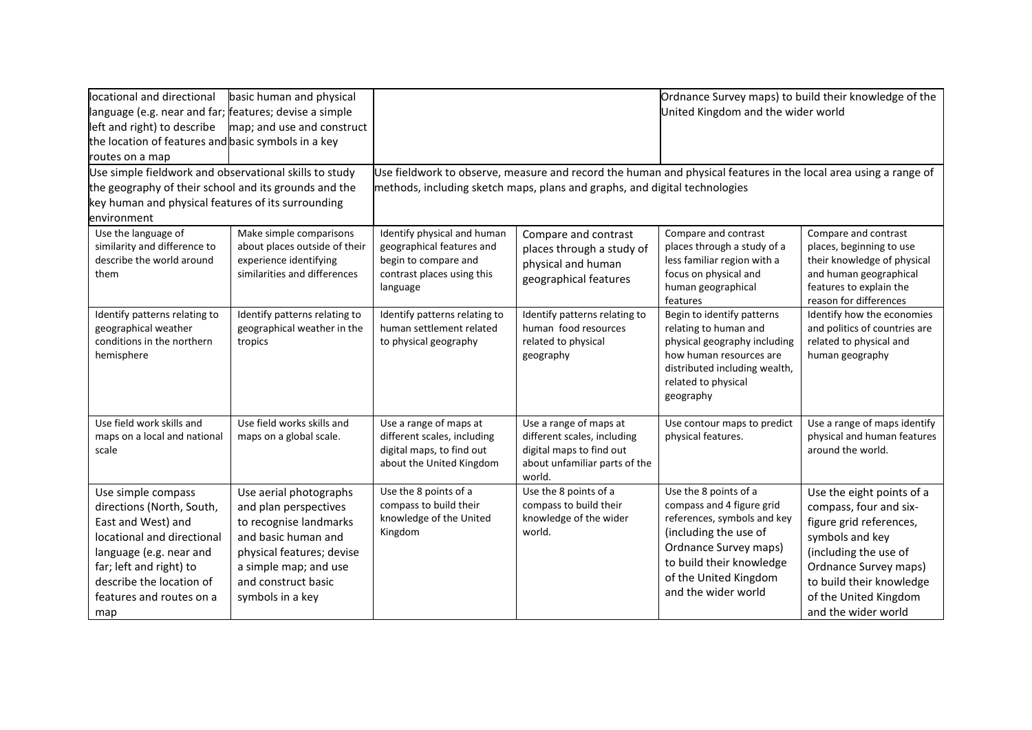| | | | | | |
|---|---|---|---|---|---|
| locational and directional language (e.g. near and far; left and right) to describe the location of features and routes on a map | basic human and physical features; devise a simple map; and use and construct basic symbols in a key | | | Ordnance Survey maps) to build their knowledge of the United Kingdom and the wider world | |
| Use simple fieldwork and observational skills to study the geography of their school and its grounds and the key human and physical features of its surrounding environment | | Use fieldwork to observe, measure and record the human and physical features in the local area using a range of methods, including sketch maps, plans and graphs, and digital technologies | | | |
| Use the language of similarity and difference to describe the world around them | Make simple comparisons about places outside of their experience identifying similarities and differences | Identify physical and human geographical features and begin to compare and contrast places using this language | Compare and contrast places through a study of physical and human geographical features | Compare and contrast places through a study of a less familiar region with a focus on physical and human geographical features | Compare and contrast places, beginning to use their knowledge of physical and human geographical features to explain the reason for differences |
| Identify patterns relating to geographical weather conditions in the northern hemisphere | Identify patterns relating to geographical weather in the tropics | Identify patterns relating to human settlement related to physical geography | Identify patterns relating to human food resources related to physical geography | Begin to identify patterns relating to human and physical geography including how human resources are distributed including wealth, related to physical geography | Identify how the economies and politics of countries are related to physical and human geography |
| Use field work skills and maps on a local and national scale | Use field works skills and maps on a global scale. | Use a range of maps at different scales, including digital maps, to find out about the United Kingdom | Use a range of maps at different scales, including digital maps to find out about unfamiliar parts of the world. | Use contour maps to predict physical features. | Use a range of maps identify physical and human features around the world. |
| Use simple compass directions (North, South, East and West) and locational and directional language (e.g. near and far; left and right) to describe the location of features and routes on a map | Use aerial photographs and plan perspectives to recognise landmarks and basic human and physical features; devise a simple map; and use and construct basic symbols in a key | Use the 8 points of a compass to build their knowledge of the United Kingdom | Use the 8 points of a compass to build their knowledge of the wider world. | Use the 8 points of a compass and 4 figure grid references, symbols and key (including the use of Ordnance Survey maps) to build their knowledge of the United Kingdom and the wider world | Use the eight points of a compass, four and six-figure grid references, symbols and key (including the use of Ordnance Survey maps) to build their knowledge of the United Kingdom and the wider world |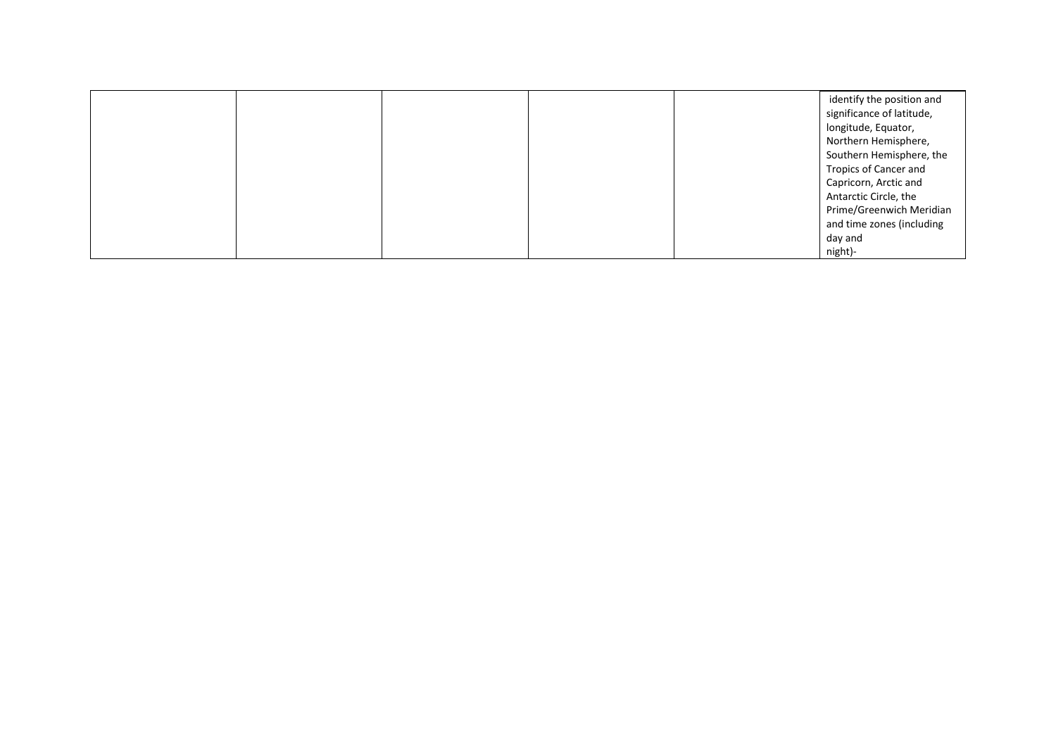| | | | | | |
|---|---|---|---|---|---|
| | | | | | identify the position and significance of latitude, longitude, Equator, Northern Hemisphere, Southern Hemisphere, the Tropics of Cancer and Capricorn, Arctic and Antarctic Circle, the Prime/Greenwich Meridian and time zones (including day and night)- |